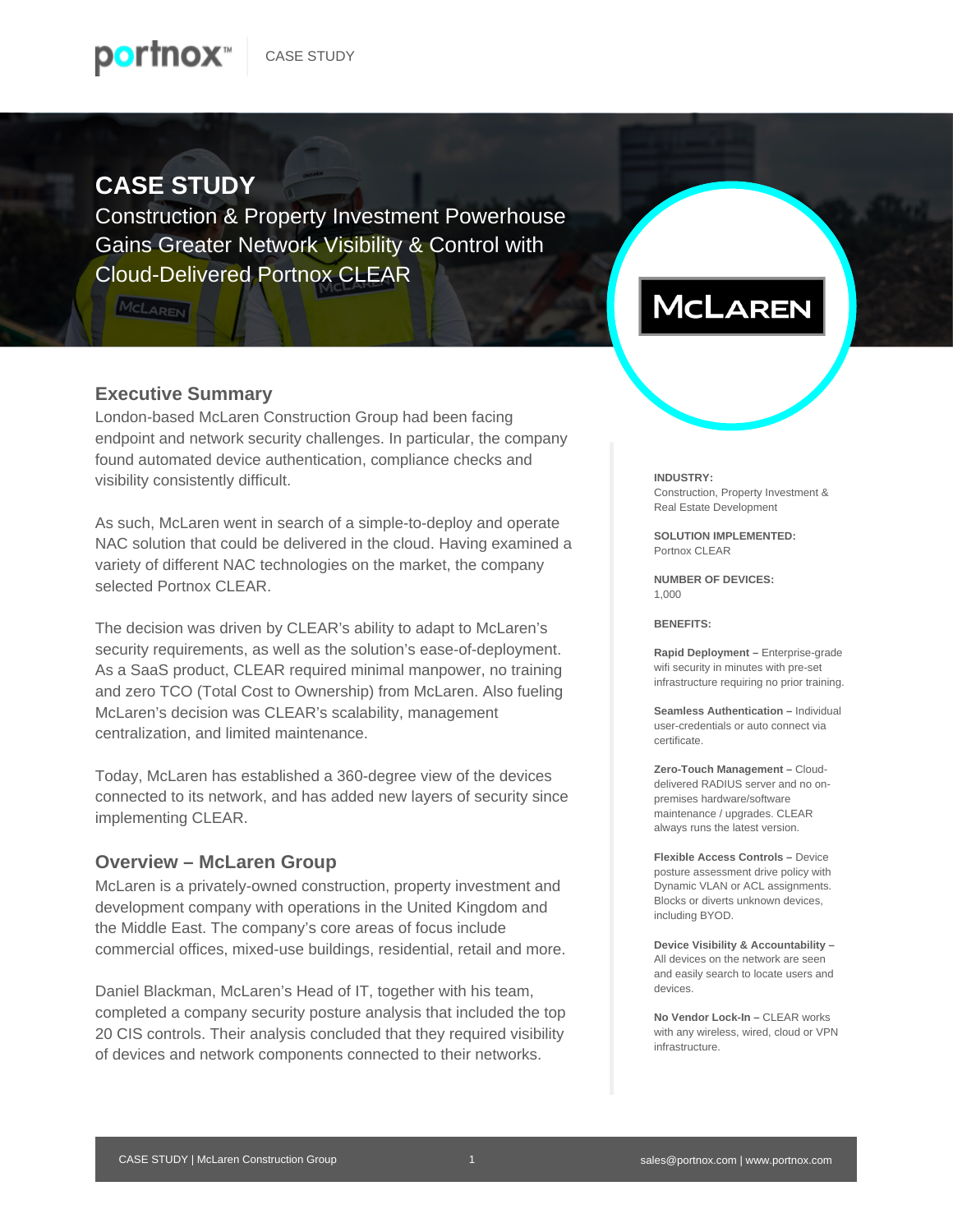# CASE STUDY

## Construction & Property Investment Powerhouse Gains Greater Network Visibility & Control with Cloud-Delivered Portnox CLEAR

## Executive Summary

London-based McLaren Construction Group had been facing endpoint and network security challenges. In particular, the company found automated device authentication, compliance checks and visibility consistently difficult.

As such, McLaren went in search of a simple-to-deploy and operate NAC solution that could be delivered in the cloud. Having examined a variety of different NAC technologies on the market, the company selected Portnox CLEAR.

The decision was driven by CLEAR's ability to adapt to McLaren's security requirements, as well as the solution's ease-of-deployment. As a SaaS product, CLEAR required minimal manpower, no training and zero TCO (Total Cost to Ownership) from McLaren. Also fueling McLaren's decision was CLEAR's scalability, management centralization, and limited maintenance.

Today, McLaren has established a 360-degree view of the devices connected to its network, and has added new layers of security since implementing CLEAR.

## Overview – McLaren Group

McLaren is a privately-owned construction, property investment and development company with operations in the United Kingdom and the Middle East. The company's core areas of focus include commercial offices, mixed-use buildings, residential, retail and more.

Daniel Blackman, McLaren's Head of IT, together with his team, completed a company security posture analysis that included the top 20 CIS controls. Their analysis concluded that they required visibility of devices and network components connected to their networks.

**INDUSTRY:**
Construction, Property Investment & Real Estate Development

**SOLUTION IMPLEMENTED:**
Portnox CLEAR

**NUMBER OF DEVICES:**
1,000

**BENEFITS:**

**Rapid Deployment –** Enterprise-grade wifi security in minutes with pre-set infrastructure requiring no prior training.

**Seamless Authentication –** Individual user-credentials or auto connect via certificate.

**Zero-Touch Management –** Cloud-delivered RADIUS server and no on-premises hardware/software maintenance / upgrades. CLEAR always runs the latest version.

**Flexible Access Controls –** Device posture assessment drive policy with Dynamic VLAN or ACL assignments. Blocks or diverts unknown devices, including BYOD.

**Device Visibility & Accountability –** All devices on the network are seen and easily search to locate users and devices.

**No Vendor Lock-In –** CLEAR works with any wireless, wired, cloud or VPN infrastructure.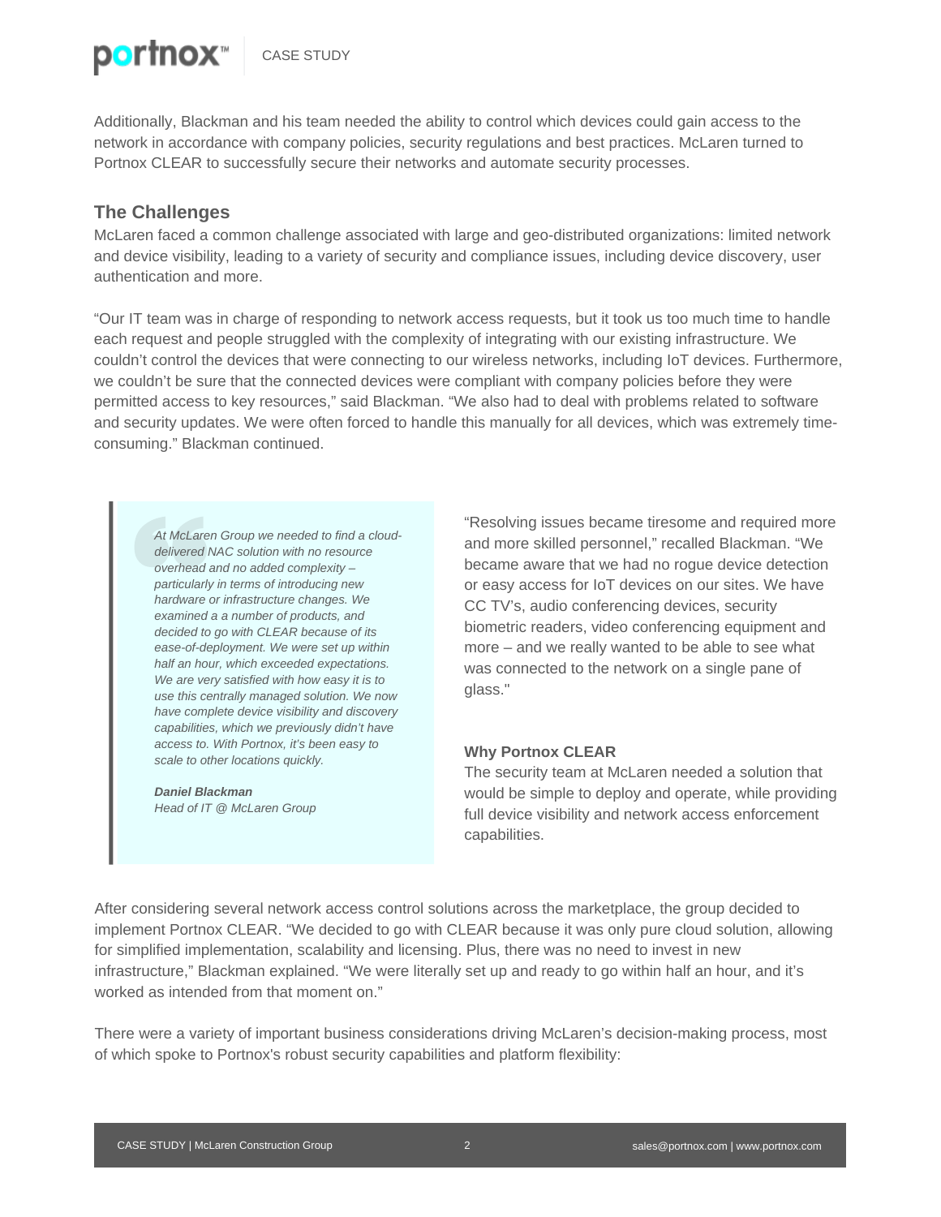Additionally, Blackman and his team needed the ability to control which devices could gain access to the network in accordance with company policies, security regulations and best practices. McLaren turned to Portnox CLEAR to successfully secure their networks and automate security processes.

## The Challenges

McLaren faced a common challenge associated with large and geo-distributed organizations: limited network and device visibility, leading to a variety of security and compliance issues, including device discovery, user authentication and more.

"Our IT team was in charge of responding to network access requests, but it took us too much time to handle each request and people struggled with the complexity of integrating with our existing infrastructure. We couldn't control the devices that were connecting to our wireless networks, including IoT devices. Furthermore, we couldn't be sure that the connected devices were compliant with company policies before they were permitted access to key resources," said Blackman. "We also had to deal with problems related to software and security updates. We were often forced to handle this manually for all devices, which was extremely time-consuming." Blackman continued.

> *At McLaren Group we needed to find a cloud-delivered NAC solution with no resource overhead and no added complexity – particularly in terms of introducing new hardware or infrastructure changes. We examined a a number of products, and decided to go with CLEAR because of its ease-of-deployment. We were set up within half an hour, which exceeded expectations. We are very satisfied with how easy it is to use this centrally managed solution. We now have complete device visibility and discovery capabilities, which we previously didn't have access to. With Portnox, it's been easy to scale to other locations quickly.*
>
> ***Daniel Blackman***
> *Head of IT @ McLaren Group*

"Resolving issues became tiresome and required more and more skilled personnel," recalled Blackman. "We became aware that we had no rogue device detection or easy access for IoT devices on our sites. We have CC TV's, audio conferencing devices, security biometric readers, video conferencing equipment and more – and we really wanted to be able to see what was connected to the network on a single pane of glass."

### Why Portnox CLEAR

The security team at McLaren needed a solution that would be simple to deploy and operate, while providing full device visibility and network access enforcement capabilities.

After considering several network access control solutions across the marketplace, the group decided to implement Portnox CLEAR. "We decided to go with CLEAR because it was only pure cloud solution, allowing for simplified implementation, scalability and licensing. Plus, there was no need to invest in new infrastructure," Blackman explained. "We were literally set up and ready to go within half an hour, and it's worked as intended from that moment on."

There were a variety of important business considerations driving McLaren's decision-making process, most of which spoke to Portnox's robust security capabilities and platform flexibility: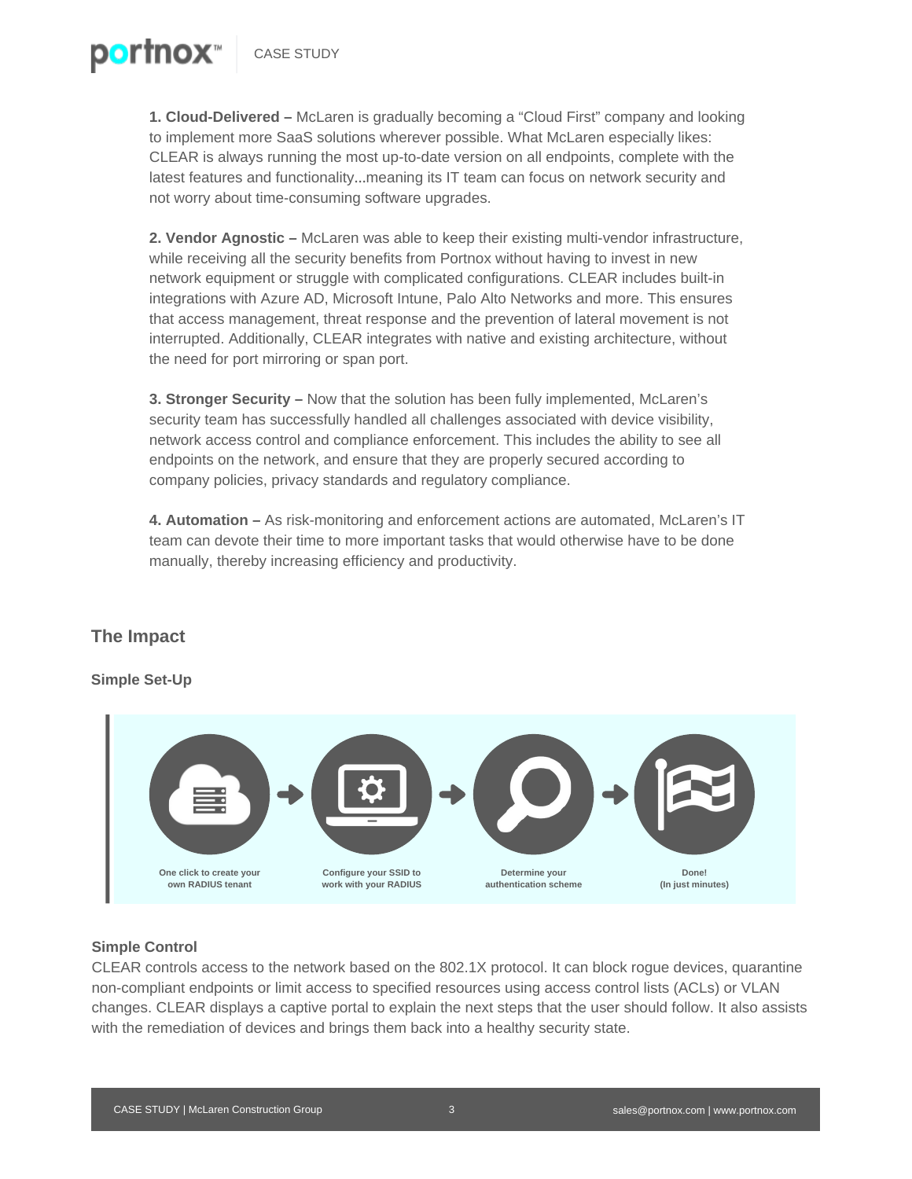**1. Cloud-Delivered –** McLaren is gradually becoming a "Cloud First" company and looking to implement more SaaS solutions wherever possible. What McLaren especially likes: CLEAR is always running the most up-to-date version on all endpoints, complete with the latest features and functionality...meaning its IT team can focus on network security and not worry about time-consuming software upgrades.

**2. Vendor Agnostic –** McLaren was able to keep their existing multi-vendor infrastructure, while receiving all the security benefits from Portnox without having to invest in new network equipment or struggle with complicated configurations. CLEAR includes built-in integrations with Azure AD, Microsoft Intune, Palo Alto Networks and more. This ensures that access management, threat response and the prevention of lateral movement is not interrupted. Additionally, CLEAR integrates with native and existing architecture, without the need for port mirroring or span port.

**3. Stronger Security –** Now that the solution has been fully implemented, McLaren's security team has successfully handled all challenges associated with device visibility, network access control and compliance enforcement. This includes the ability to see all endpoints on the network, and ensure that they are properly secured according to company policies, privacy standards and regulatory compliance.

**4. Automation –** As risk-monitoring and enforcement actions are automated, McLaren's IT team can devote their time to more important tasks that would otherwise have to be done manually, thereby increasing efficiency and productivity.

## The Impact

### Simple Set-Up

One click to create your own RADIUS tenant

Configure your SSID to work with your RADIUS

Determine your authentication scheme

Done! (In just minutes)

### Simple Control

CLEAR controls access to the network based on the 802.1X protocol. It can block rogue devices, quarantine non-compliant endpoints or limit access to specified resources using access control lists (ACLs) or VLAN changes. CLEAR displays a captive portal to explain the next steps that the user should follow. It also assists with the remediation of devices and brings them back into a healthy security state.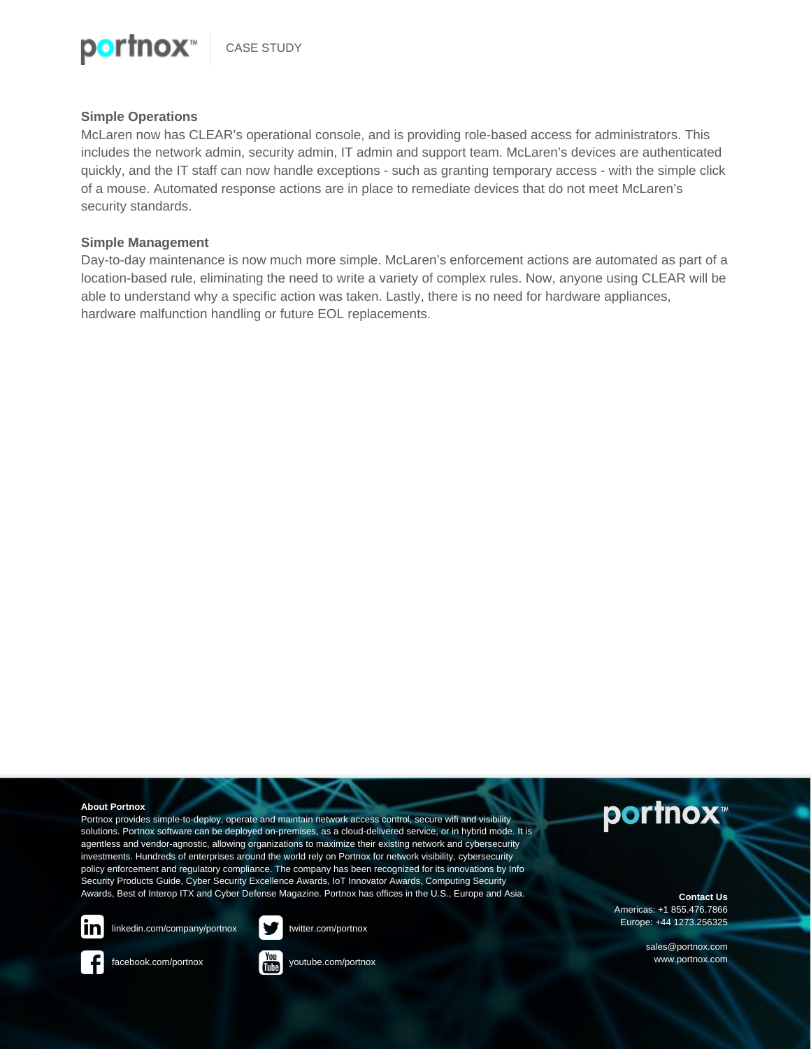### Simple Operations

McLaren now has CLEAR's operational console, and is providing role-based access for administrators. This includes the network admin, security admin, IT admin and support team. McLaren's devices are authenticated quickly, and the IT staff can now handle exceptions - such as granting temporary access - with the simple click of a mouse. Automated response actions are in place to remediate devices that do not meet McLaren's security standards.

### Simple Management

Day-to-day maintenance is now much more simple. McLaren's enforcement actions are automated as part of a location-based rule, eliminating the need to write a variety of complex rules. Now, anyone using CLEAR will be able to understand why a specific action was taken. Lastly, there is no need for hardware appliances, hardware malfunction handling or future EOL replacements.

**About Portnox**

Portnox provides simple-to-deploy, operate and maintain network access control, secure wifi and visibility solutions. Portnox software can be deployed on-premises, as a cloud-delivered service, or in hybrid mode. It is agentless and vendor-agnostic, allowing organizations to maximize their existing network and cybersecurity investments. Hundreds of enterprises around the world rely on Portnox for network visibility, cybersecurity policy enforcement and regulatory compliance. The company has been recognized for its innovations by Info Security Products Guide, Cyber Security Excellence Awards, IoT Innovator Awards, Computing Security Awards, Best of Interop ITX and Cyber Defense Magazine. Portnox has offices in the U.S., Europe and Asia.

linkedin.com/company/portnox

twitter.com/portnox

facebook.com/portnox

youtube.com/portnox

**Contact Us**

Americas: +1 855.476.7866

Europe: +44 1273.256325

sales@portnox.com

www.portnox.com